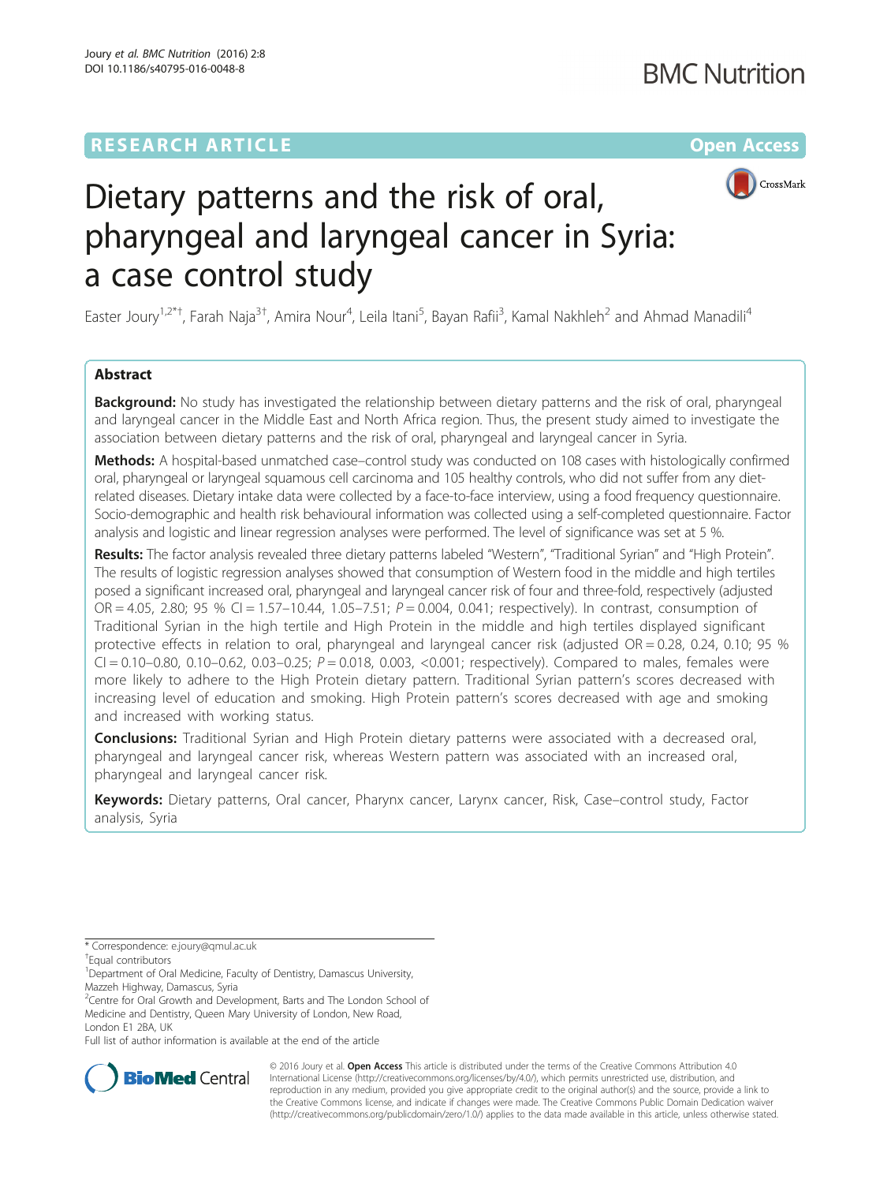RESEARCH ARTICLE

Open Access

# Dietary patterns and the risk of oral, pharyngeal and laryngeal cancer in Syria: a case control study

Easter Joury[1,2*†], Farah Naja[3†], Amira Nour[4], Leila Itani[5], Bayan Rafii[3], Kamal Nakhleh[2] and Ahmad Manadili[4]

## Abstract

**Background:** No study has investigated the relationship between dietary patterns and the risk of oral, pharyngeal and laryngeal cancer in the Middle East and North Africa region. Thus, the present study aimed to investigate the association between dietary patterns and the risk of oral, pharyngeal and laryngeal cancer in Syria.

**Methods:** A hospital-based unmatched case–control study was conducted on 108 cases with histologically confirmed oral, pharyngeal or laryngeal squamous cell carcinoma and 105 healthy controls, who did not suffer from any diet-related diseases. Dietary intake data were collected by a face-to-face interview, using a food frequency questionnaire. Socio-demographic and health risk behavioural information was collected using a self-completed questionnaire. Factor analysis and logistic and linear regression analyses were performed. The level of significance was set at 5 %.

**Results:** The factor analysis revealed three dietary patterns labeled "Western", "Traditional Syrian" and "High Protein". The results of logistic regression analyses showed that consumption of Western food in the middle and high tertiles posed a significant increased oral, pharyngeal and laryngeal cancer risk of four and three-fold, respectively (adjusted OR = 4.05, 2.80; 95 % CI = 1.57–10.44, 1.05–7.51; $P = 0.004$, 0.041; respectively). In contrast, consumption of Traditional Syrian in the high tertile and High Protein in the middle and high tertiles displayed significant protective effects in relation to oral, pharyngeal and laryngeal cancer risk (adjusted OR = 0.28, 0.24, 0.10; 95 % CI = 0.10–0.80, 0.10–0.62, 0.03–0.25; $P = 0.018$, 0.003, <0.001; respectively). Compared to males, females were more likely to adhere to the High Protein dietary pattern. Traditional Syrian pattern's scores decreased with increasing level of education and smoking. High Protein pattern's scores decreased with age and smoking and increased with working status.

**Conclusions:** Traditional Syrian and High Protein dietary patterns were associated with a decreased oral, pharyngeal and laryngeal cancer risk, whereas Western pattern was associated with an increased oral, pharyngeal and laryngeal cancer risk.

**Keywords:** Dietary patterns, Oral cancer, Pharynx cancer, Larynx cancer, Risk, Case–control study, Factor analysis, Syria

---

\* Correspondence: e.joury@qmul.ac.uk

†Equal contributors

[1]Department of Oral Medicine, Faculty of Dentistry, Damascus University, Mazzeh Highway, Damascus, Syria

[2]Centre for Oral Growth and Development, Barts and The London School of Medicine and Dentistry, Queen Mary University of London, New Road, London E1 2BA, UK

Full list of author information is available at the end of the article

© 2016 Joury et al. **Open Access** This article is distributed under the terms of the Creative Commons Attribution 4.0 International License (http://creativecommons.org/licenses/by/4.0/), which permits unrestricted use, distribution, and reproduction in any medium, provided you give appropriate credit to the original author(s) and the source, provide a link to the Creative Commons license, and indicate if changes were made. The Creative Commons Public Domain Dedication waiver (http://creativecommons.org/publicdomain/zero/1.0/) applies to the data made available in this article, unless otherwise stated.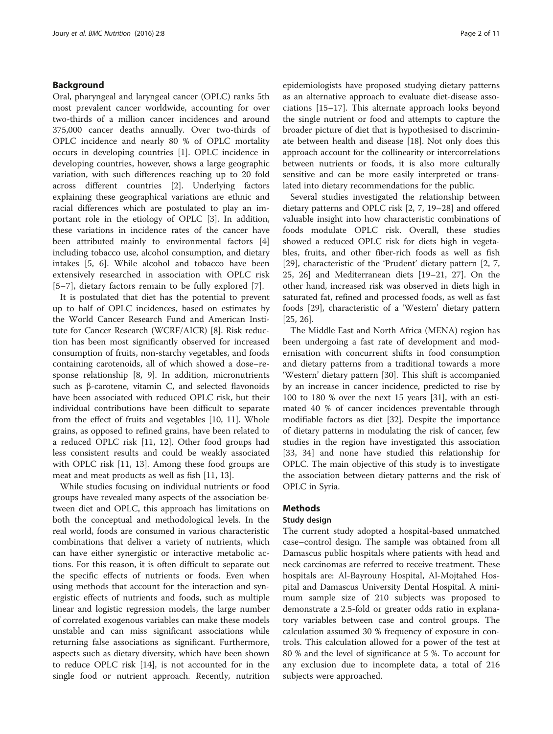## Background

Oral, pharyngeal and laryngeal cancer (OPLC) ranks 5th most prevalent cancer worldwide, accounting for over two-thirds of a million cancer incidences and around 375,000 cancer deaths annually. Over two-thirds of OPLC incidence and nearly 80 % of OPLC mortality occurs in developing countries [1]. OPLC incidence in developing countries, however, shows a large geographic variation, with such differences reaching up to 20 fold across different countries [2]. Underlying factors explaining these geographical variations are ethnic and racial differences which are postulated to play an important role in the etiology of OPLC [3]. In addition, these variations in incidence rates of the cancer have been attributed mainly to environmental factors [4] including tobacco use, alcohol consumption, and dietary intakes [5, 6]. While alcohol and tobacco have been extensively researched in association with OPLC risk [5–7], dietary factors remain to be fully explored [7].

It is postulated that diet has the potential to prevent up to half of OPLC incidences, based on estimates by the World Cancer Research Fund and American Institute for Cancer Research (WCRF/AICR) [8]. Risk reduction has been most significantly observed for increased consumption of fruits, non-starchy vegetables, and foods containing carotenoids, all of which showed a dose–response relationship [8, 9]. In addition, micronutrients such as β-carotene, vitamin C, and selected flavonoids have been associated with reduced OPLC risk, but their individual contributions have been difficult to separate from the effect of fruits and vegetables [10, 11]. Whole grains, as opposed to refined grains, have been related to a reduced OPLC risk [11, 12]. Other food groups had less consistent results and could be weakly associated with OPLC risk [11, 13]. Among these food groups are meat and meat products as well as fish [11, 13].

While studies focusing on individual nutrients or food groups have revealed many aspects of the association between diet and OPLC, this approach has limitations on both the conceptual and methodological levels. In the real world, foods are consumed in various characteristic combinations that deliver a variety of nutrients, which can have either synergistic or interactive metabolic actions. For this reason, it is often difficult to separate out the specific effects of nutrients or foods. Even when using methods that account for the interaction and synergistic effects of nutrients and foods, such as multiple linear and logistic regression models, the large number of correlated exogenous variables can make these models unstable and can miss significant associations while returning false associations as significant. Furthermore, aspects such as dietary diversity, which have been shown to reduce OPLC risk [14], is not accounted for in the single food or nutrient approach. Recently, nutrition epidemiologists have proposed studying dietary patterns as an alternative approach to evaluate diet-disease associations [15–17]. This alternate approach looks beyond the single nutrient or food and attempts to capture the broader picture of diet that is hypothesised to discriminate between health and disease [18]. Not only does this approach account for the collinearity or intercorrelations between nutrients or foods, it is also more culturally sensitive and can be more easily interpreted or translated into dietary recommendations for the public.

Several studies investigated the relationship between dietary patterns and OPLC risk [2, 7, 19–28] and offered valuable insight into how characteristic combinations of foods modulate OPLC risk. Overall, these studies showed a reduced OPLC risk for diets high in vegetables, fruits, and other fiber-rich foods as well as fish [29], characteristic of the 'Prudent' dietary pattern [2, 7, 25, 26] and Mediterranean diets [19–21, 27]. On the other hand, increased risk was observed in diets high in saturated fat, refined and processed foods, as well as fast foods [29], characteristic of a 'Western' dietary pattern [25, 26].

The Middle East and North Africa (MENA) region has been undergoing a fast rate of development and modernisation with concurrent shifts in food consumption and dietary patterns from a traditional towards a more 'Western' dietary pattern [30]. This shift is accompanied by an increase in cancer incidence, predicted to rise by 100 to 180 % over the next 15 years [31], with an estimated 40 % of cancer incidences preventable through modifiable factors as diet [32]. Despite the importance of dietary patterns in modulating the risk of cancer, few studies in the region have investigated this association [33, 34] and none have studied this relationship for OPLC. The main objective of this study is to investigate the association between dietary patterns and the risk of OPLC in Syria.

## Methods

### Study design

The current study adopted a hospital-based unmatched case–control design. The sample was obtained from all Damascus public hospitals where patients with head and neck carcinomas are referred to receive treatment. These hospitals are: Al-Bayrouny Hospital, Al-Mojtahed Hospital and Damascus University Dental Hospital. A minimum sample size of 210 subjects was proposed to demonstrate a 2.5-fold or greater odds ratio in explanatory variables between case and control groups. The calculation assumed 30 % frequency of exposure in controls. This calculation allowed for a power of the test at 80 % and the level of significance at 5 %. To account for any exclusion due to incomplete data, a total of 216 subjects were approached.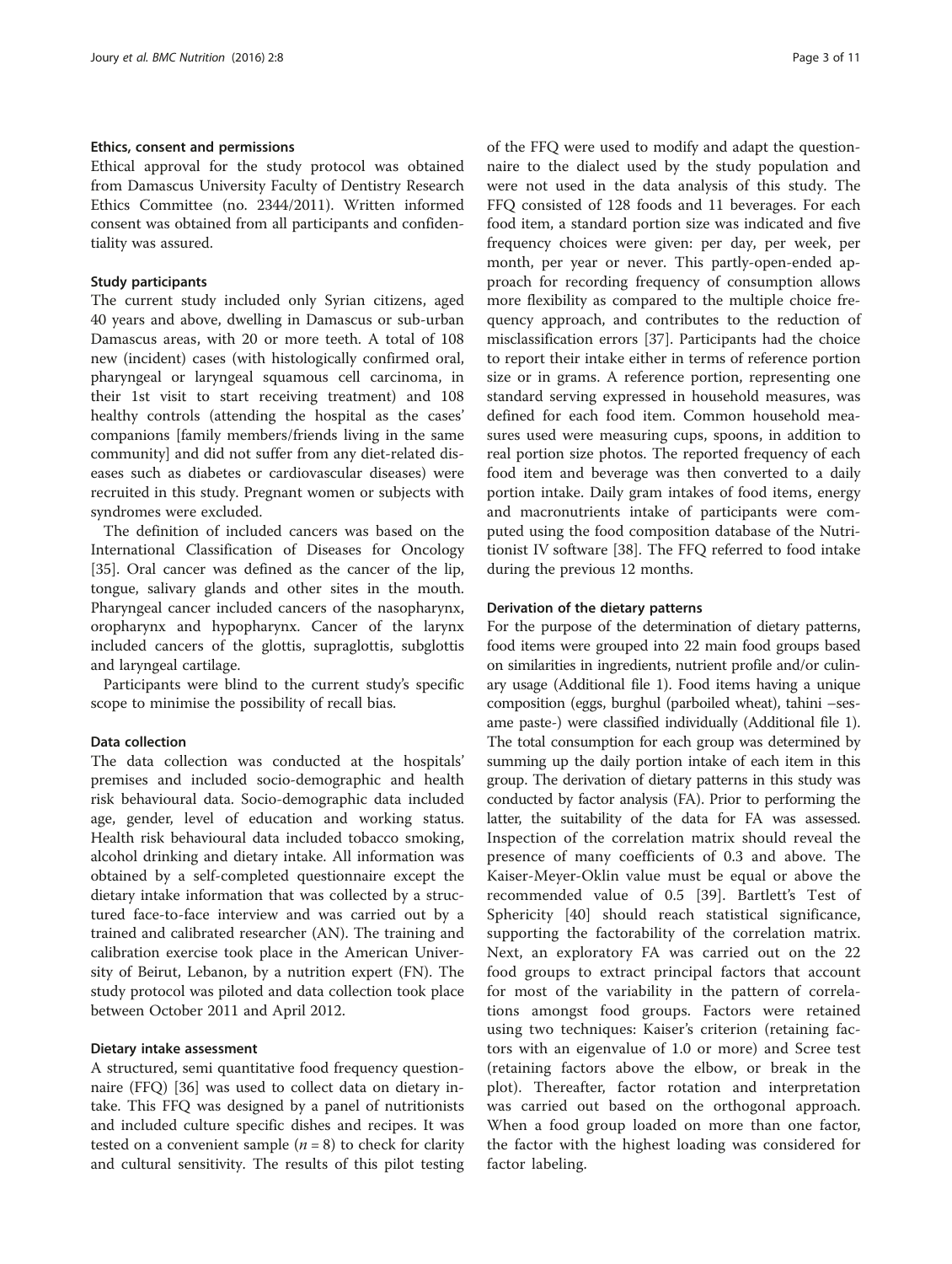### Ethics, consent and permissions

Ethical approval for the study protocol was obtained from Damascus University Faculty of Dentistry Research Ethics Committee (no. 2344/2011). Written informed consent was obtained from all participants and confidentiality was assured.

### Study participants

The current study included only Syrian citizens, aged 40 years and above, dwelling in Damascus or sub-urban Damascus areas, with 20 or more teeth. A total of 108 new (incident) cases (with histologically confirmed oral, pharyngeal or laryngeal squamous cell carcinoma, in their 1st visit to start receiving treatment) and 108 healthy controls (attending the hospital as the cases' companions [family members/friends living in the same community] and did not suffer from any diet-related diseases such as diabetes or cardiovascular diseases) were recruited in this study. Pregnant women or subjects with syndromes were excluded.

The definition of included cancers was based on the International Classification of Diseases for Oncology [35]. Oral cancer was defined as the cancer of the lip, tongue, salivary glands and other sites in the mouth. Pharyngeal cancer included cancers of the nasopharynx, oropharynx and hypopharynx. Cancer of the larynx included cancers of the glottis, supraglottis, subglottis and laryngeal cartilage.

Participants were blind to the current study's specific scope to minimise the possibility of recall bias.

### Data collection

The data collection was conducted at the hospitals' premises and included socio-demographic and health risk behavioural data. Socio-demographic data included age, gender, level of education and working status. Health risk behavioural data included tobacco smoking, alcohol drinking and dietary intake. All information was obtained by a self-completed questionnaire except the dietary intake information that was collected by a structured face-to-face interview and was carried out by a trained and calibrated researcher (AN). The training and calibration exercise took place in the American University of Beirut, Lebanon, by a nutrition expert (FN). The study protocol was piloted and data collection took place between October 2011 and April 2012.

### Dietary intake assessment

A structured, semi quantitative food frequency questionnaire (FFQ) [36] was used to collect data on dietary intake. This FFQ was designed by a panel of nutritionists and included culture specific dishes and recipes. It was tested on a convenient sample ($n = 8$) to check for clarity and cultural sensitivity. The results of this pilot testing of the FFQ were used to modify and adapt the questionnaire to the dialect used by the study population and were not used in the data analysis of this study. The FFQ consisted of 128 foods and 11 beverages. For each food item, a standard portion size was indicated and five frequency choices were given: per day, per week, per month, per year or never. This partly-open-ended approach for recording frequency of consumption allows more flexibility as compared to the multiple choice frequency approach, and contributes to the reduction of misclassification errors [37]. Participants had the choice to report their intake either in terms of reference portion size or in grams. A reference portion, representing one standard serving expressed in household measures, was defined for each food item. Common household measures used were measuring cups, spoons, in addition to real portion size photos. The reported frequency of each food item and beverage was then converted to a daily portion intake. Daily gram intakes of food items, energy and macronutrients intake of participants were computed using the food composition database of the Nutritionist IV software [38]. The FFQ referred to food intake during the previous 12 months.

### Derivation of the dietary patterns

For the purpose of the determination of dietary patterns, food items were grouped into 22 main food groups based on similarities in ingredients, nutrient profile and/or culinary usage (Additional file 1). Food items having a unique composition (eggs, burghul (parboiled wheat), tahini –sesame paste-) were classified individually (Additional file 1). The total consumption for each group was determined by summing up the daily portion intake of each item in this group. The derivation of dietary patterns in this study was conducted by factor analysis (FA). Prior to performing the latter, the suitability of the data for FA was assessed. Inspection of the correlation matrix should reveal the presence of many coefficients of 0.3 and above. The Kaiser-Meyer-Oklin value must be equal or above the recommended value of 0.5 [39]. Bartlett's Test of Sphericity [40] should reach statistical significance, supporting the factorability of the correlation matrix. Next, an exploratory FA was carried out on the 22 food groups to extract principal factors that account for most of the variability in the pattern of correlations amongst food groups. Factors were retained using two techniques: Kaiser's criterion (retaining factors with an eigenvalue of 1.0 or more) and Scree test (retaining factors above the elbow, or break in the plot). Thereafter, factor rotation and interpretation was carried out based on the orthogonal approach. When a food group loaded on more than one factor, the factor with the highest loading was considered for factor labeling.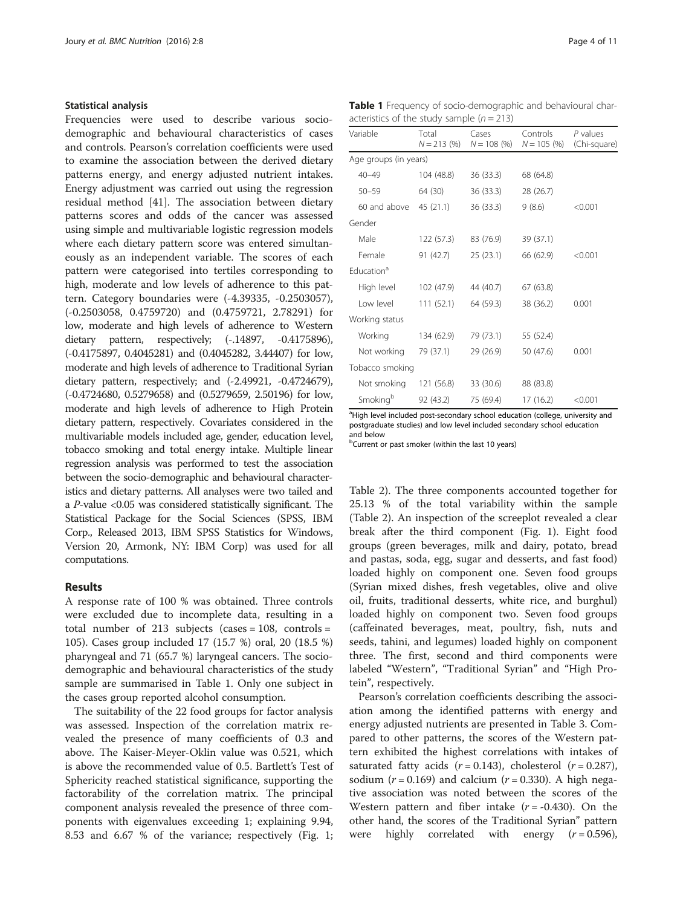### Statistical analysis

Frequencies were used to describe various socio-demographic and behavioural characteristics of cases and controls. Pearson's correlation coefficients were used to examine the association between the derived dietary patterns energy, and energy adjusted nutrient intakes. Energy adjustment was carried out using the regression residual method [41]. The association between dietary patterns scores and odds of the cancer was assessed using simple and multivariable logistic regression models where each dietary pattern score was entered simultaneously as an independent variable. The scores of each pattern were categorised into tertiles corresponding to high, moderate and low levels of adherence to this pattern. Category boundaries were (-4.39335, -0.2503057), (-0.2503058, 0.4759720) and (0.4759721, 2.78291) for low, moderate and high levels of adherence to Western dietary pattern, respectively; (-.14897, -0.4175896), (-0.4175897, 0.4045281) and (0.4045282, 3.44407) for low, moderate and high levels of adherence to Traditional Syrian dietary pattern, respectively; and (-2.49921, -0.4724679), (-0.4724680, 0.5279658) and (0.5279659, 2.50196) for low, moderate and high levels of adherence to High Protein dietary pattern, respectively. Covariates considered in the multivariable models included age, gender, education level, tobacco smoking and total energy intake. Multiple linear regression analysis was performed to test the association between the socio-demographic and behavioural characteristics and dietary patterns. All analyses were two tailed and a *P*-value <0.05 was considered statistically significant. The Statistical Package for the Social Sciences (SPSS, IBM Corp., Released 2013, IBM SPSS Statistics for Windows, Version 20, Armonk, NY: IBM Corp) was used for all computations.

## Results

A response rate of 100 % was obtained. Three controls were excluded due to incomplete data, resulting in a total number of 213 subjects (cases = 108, controls = 105). Cases group included 17 (15.7 %) oral, 20 (18.5 %) pharyngeal and 71 (65.7 %) laryngeal cancers. The socio-demographic and behavioural characteristics of the study sample are summarised in Table 1. Only one subject in the cases group reported alcohol consumption.

The suitability of the 22 food groups for factor analysis was assessed. Inspection of the correlation matrix revealed the presence of many coefficients of 0.3 and above. The Kaiser-Meyer-Oklin value was 0.521, which is above the recommended value of 0.5. Bartlett's Test of Sphericity reached statistical significance, supporting the factorability of the correlation matrix. The principal component analysis revealed the presence of three components with eigenvalues exceeding 1; explaining 9.94, 8.53 and 6.67 % of the variance; respectively (Fig. 1; Table 2). The three components accounted together for 25.13 % of the total variability within the sample (Table 2). An inspection of the screeplot revealed a clear break after the third component (Fig. 1). Eight food groups (green beverages, milk and dairy, potato, bread and pastas, soda, egg, sugar and desserts, and fast food) loaded highly on component one. Seven food groups (Syrian mixed dishes, fresh vegetables, olive and olive oil, fruits, traditional desserts, white rice, and burghul) loaded highly on component two. Seven food groups (caffeinated beverages, meat, poultry, fish, nuts and seeds, tahini, and legumes) loaded highly on component three. The first, second and third components were labeled "Western", "Traditional Syrian" and "High Protein", respectively.

**Table 1** Frequency of socio-demographic and behavioural characteristics of the study sample ($n = 213$)

| Variable | Total $N = 213$ (%) | Cases $N = 108$ (%) | Controls $N = 105$ (%) | *P* values (Chi-square) |
|---|---|---|---|---|
| Age groups (in years) | | | | |
| 40–49 | 104 (48.8) | 36 (33.3) | 68 (64.8) | |
| 50–59 | 64 (30) | 36 (33.3) | 28 (26.7) | |
| 60 and above | 45 (21.1) | 36 (33.3) | 9 (8.6) | <0.001 |
| Gender | | | | |
| Male | 122 (57.3) | 83 (76.9) | 39 (37.1) | |
| Female | 91 (42.7) | 25 (23.1) | 66 (62.9) | <0.001 |
| Education[a] | | | | |
| High level | 102 (47.9) | 44 (40.7) | 67 (63.8) | |
| Low level | 111 (52.1) | 64 (59.3) | 38 (36.2) | 0.001 |
| Working status | | | | |
| Working | 134 (62.9) | 79 (73.1) | 55 (52.4) | |
| Not working | 79 (37.1) | 29 (26.9) | 50 (47.6) | 0.001 |
| Tobacco smoking | | | | |
| Not smoking | 121 (56.8) | 33 (30.6) | 88 (83.8) | |
| Smoking[b] | 92 (43.2) | 75 (69.4) | 17 (16.2) | <0.001 |

[a]High level included post-secondary school education (college, university and postgraduate studies) and low level included secondary school education and below

[b]Current or past smoker (within the last 10 years)

Pearson's correlation coefficients describing the association among the identified patterns with energy and energy adjusted nutrients are presented in Table 3. Compared to other patterns, the scores of the Western pattern exhibited the highest correlations with intakes of saturated fatty acids ($r = 0.143$), cholesterol ($r = 0.287$), sodium ($r = 0.169$) and calcium ($r = 0.330$). A high negative association was noted between the scores of the Western pattern and fiber intake ($r = -0.430$). On the other hand, the scores of the Traditional Syrian" pattern were highly correlated with energy ($r = 0.596$),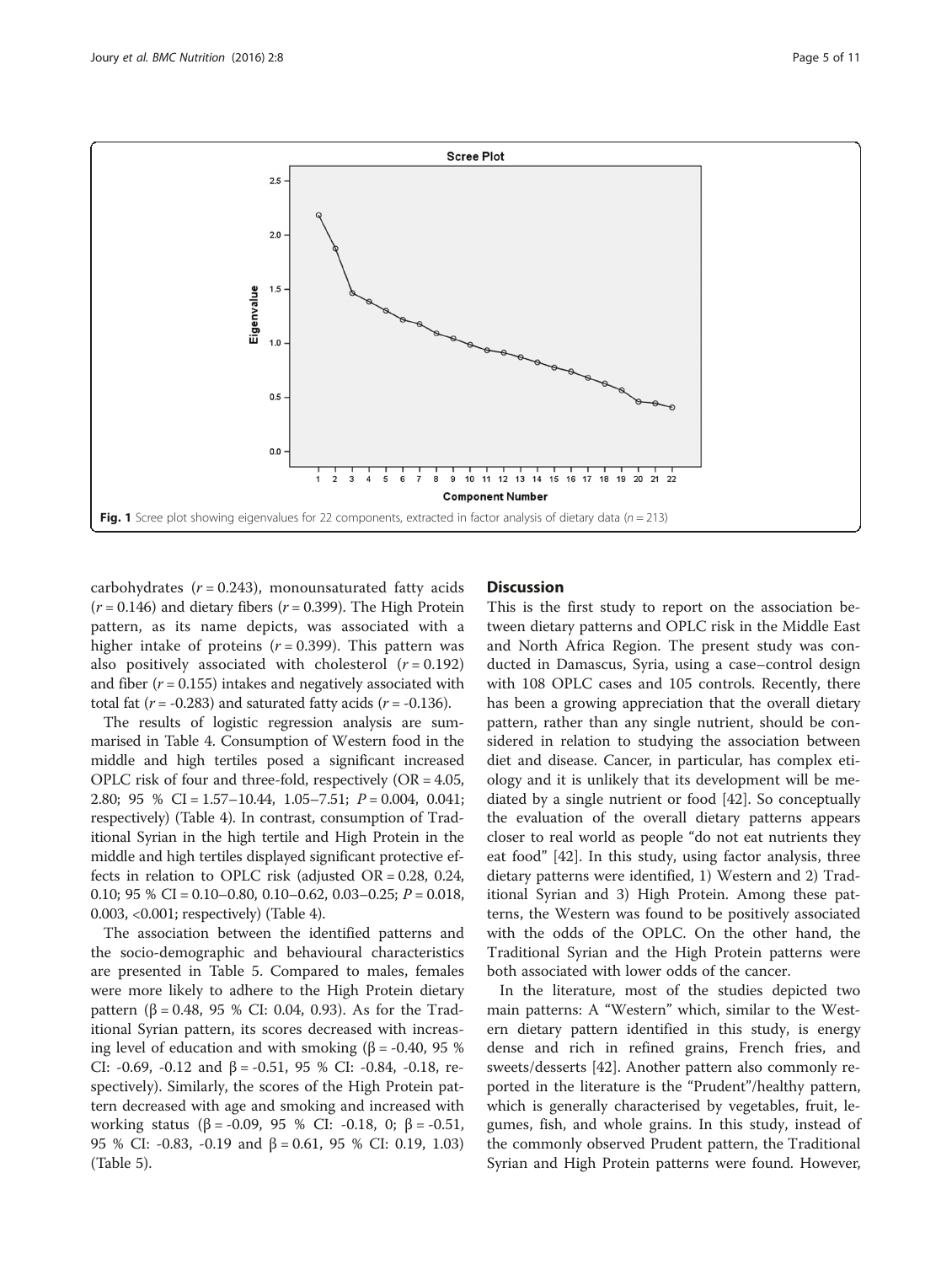Fig. 1 Scree plot showing eigenvalues for 22 components, extracted in factor analysis of dietary data ($n = 213$)

carbohydrates ($r = 0.243$), monounsaturated fatty acids ($r = 0.146$) and dietary fibers ($r = 0.399$). The High Protein pattern, as its name depicts, was associated with a higher intake of proteins ($r = 0.399$). This pattern was also positively associated with cholesterol ($r = 0.192$) and fiber ($r = 0.155$) intakes and negatively associated with total fat ($r = -0.283$) and saturated fatty acids ($r = -0.136$).

The results of logistic regression analysis are summarised in Table 4. Consumption of Western food in the middle and high tertiles posed a significant increased OPLC risk of four and three-fold, respectively (OR = 4.05, 2.80; 95 % CI = 1.57–10.44, 1.05–7.51; $P = 0.004$, 0.041; respectively) (Table 4). In contrast, consumption of Traditional Syrian in the high tertile and High Protein in the middle and high tertiles displayed significant protective effects in relation to OPLC risk (adjusted OR = 0.28, 0.24, 0.10; 95 % CI = 0.10–0.80, 0.10–0.62, 0.03–0.25; $P = 0.018$, 0.003, <0.001; respectively) (Table 4).

The association between the identified patterns and the socio-demographic and behavioural characteristics are presented in Table 5. Compared to males, females were more likely to adhere to the High Protein dietary pattern (β = 0.48, 95 % CI: 0.04, 0.93). As for the Traditional Syrian pattern, its scores decreased with increasing level of education and with smoking (β = -0.40, 95 % CI: -0.69, -0.12 and β = -0.51, 95 % CI: -0.84, -0.18, respectively). Similarly, the scores of the High Protein pattern decreased with age and smoking and increased with working status (β = -0.09, 95 % CI: -0.18, 0; β = -0.51, 95 % CI: -0.83, -0.19 and β = 0.61, 95 % CI: 0.19, 1.03) (Table 5).

## Discussion

This is the first study to report on the association between dietary patterns and OPLC risk in the Middle East and North Africa Region. The present study was conducted in Damascus, Syria, using a case–control design with 108 OPLC cases and 105 controls. Recently, there has been a growing appreciation that the overall dietary pattern, rather than any single nutrient, should be considered in relation to studying the association between diet and disease. Cancer, in particular, has complex etiology and it is unlikely that its development will be mediated by a single nutrient or food [42]. So conceptually the evaluation of the overall dietary patterns appears closer to real world as people "do not eat nutrients they eat food" [42]. In this study, using factor analysis, three dietary patterns were identified, 1) Western and 2) Traditional Syrian and 3) High Protein. Among these patterns, the Western was found to be positively associated with the odds of the OPLC. On the other hand, the Traditional Syrian and the High Protein patterns were both associated with lower odds of the cancer.

In the literature, most of the studies depicted two main patterns: A "Western" which, similar to the Western dietary pattern identified in this study, is energy dense and rich in refined grains, French fries, and sweets/desserts [42]. Another pattern also commonly reported in the literature is the "Prudent"/healthy pattern, which is generally characterised by vegetables, fruit, legumes, fish, and whole grains. In this study, instead of the commonly observed Prudent pattern, the Traditional Syrian and High Protein patterns were found. However,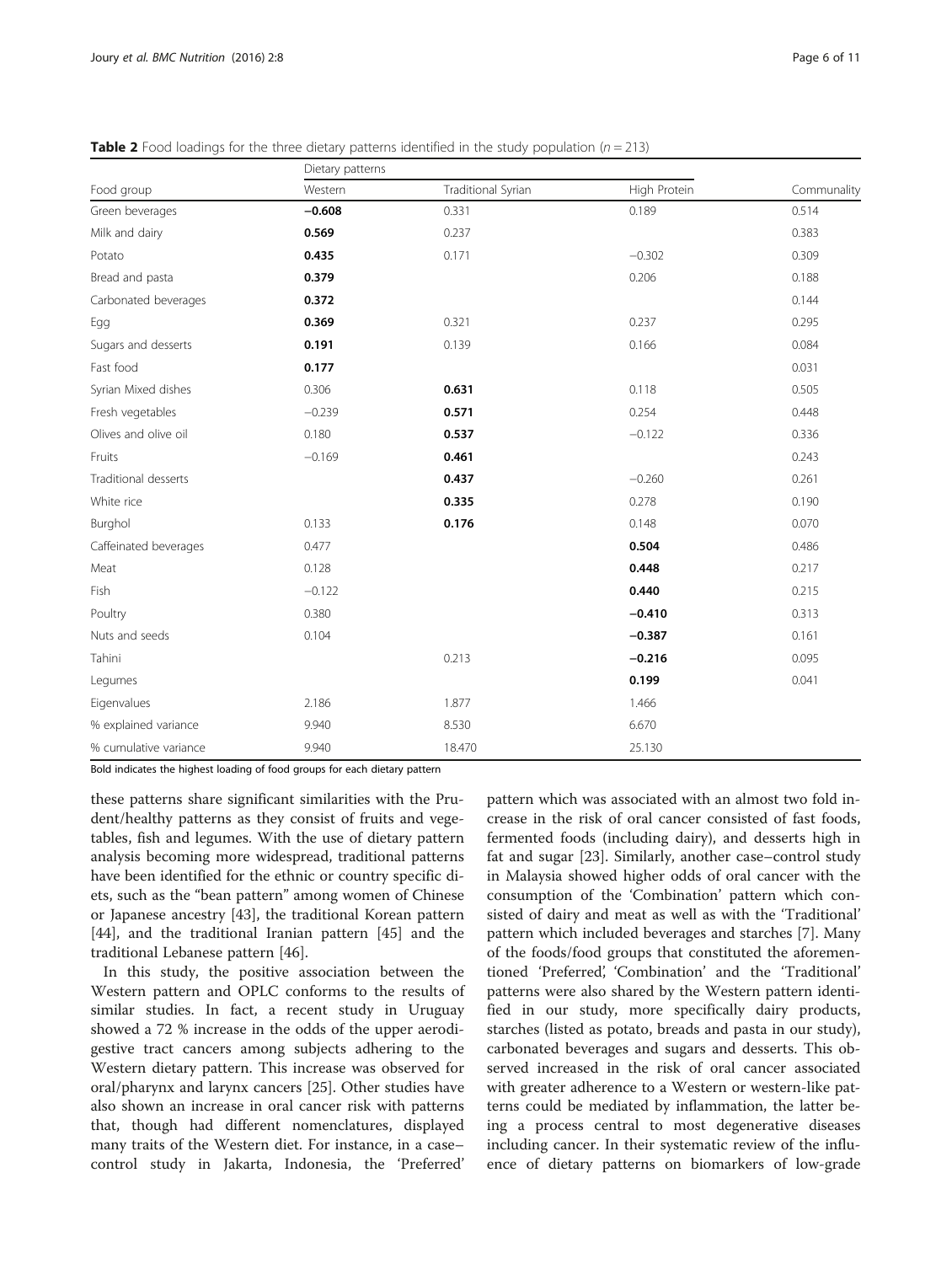**Table 2** Food loadings for the three dietary patterns identified in the study population ($n = 213$)

| Food group | Dietary patterns | | | Communality |
|---|---|---|---|---|
| | Western | Traditional Syrian | High Protein | |
| Green beverages | **−0.608** | 0.331 | 0.189 | 0.514 |
| Milk and dairy | **0.569** | 0.237 | | 0.383 |
| Potato | **0.435** | 0.171 | −0.302 | 0.309 |
| Bread and pasta | **0.379** | | 0.206 | 0.188 |
| Carbonated beverages | **0.372** | | | 0.144 |
| Egg | **0.369** | 0.321 | 0.237 | 0.295 |
| Sugars and desserts | **0.191** | 0.139 | 0.166 | 0.084 |
| Fast food | **0.177** | | | 0.031 |
| Syrian Mixed dishes | 0.306 | **0.631** | 0.118 | 0.505 |
| Fresh vegetables | −0.239 | **0.571** | 0.254 | 0.448 |
| Olives and olive oil | 0.180 | **0.537** | −0.122 | 0.336 |
| Fruits | −0.169 | **0.461** | | 0.243 |
| Traditional desserts | | **0.437** | −0.260 | 0.261 |
| White rice | | **0.335** | 0.278 | 0.190 |
| Burghol | 0.133 | **0.176** | 0.148 | 0.070 |
| Caffeinated beverages | 0.477 | | **0.504** | 0.486 |
| Meat | 0.128 | | **0.448** | 0.217 |
| Fish | −0.122 | | **0.440** | 0.215 |
| Poultry | 0.380 | | **−0.410** | 0.313 |
| Nuts and seeds | 0.104 | | **−0.387** | 0.161 |
| Tahini | | 0.213 | **−0.216** | 0.095 |
| Legumes | | | **0.199** | 0.041 |
| Eigenvalues | 2.186 | 1.877 | 1.466 | |
| % explained variance | 9.940 | 8.530 | 6.670 | |
| % cumulative variance | 9.940 | 18.470 | 25.130 | |

Bold indicates the highest loading of food groups for each dietary pattern

these patterns share significant similarities with the Prudent/healthy patterns as they consist of fruits and vegetables, fish and legumes. With the use of dietary pattern analysis becoming more widespread, traditional patterns have been identified for the ethnic or country specific diets, such as the "bean pattern" among women of Chinese or Japanese ancestry [43], the traditional Korean pattern [44], and the traditional Iranian pattern [45] and the traditional Lebanese pattern [46].

In this study, the positive association between the Western pattern and OPLC conforms to the results of similar studies. In fact, a recent study in Uruguay showed a 72 % increase in the odds of the upper aerodigestive tract cancers among subjects adhering to the Western dietary pattern. This increase was observed for oral/pharynx and larynx cancers [25]. Other studies have also shown an increase in oral cancer risk with patterns that, though had different nomenclatures, displayed many traits of the Western diet. For instance, in a case–control study in Jakarta, Indonesia, the 'Preferred' pattern which was associated with an almost two fold increase in the risk of oral cancer consisted of fast foods, fermented foods (including dairy), and desserts high in fat and sugar [23]. Similarly, another case–control study in Malaysia showed higher odds of oral cancer with the consumption of the 'Combination' pattern which consisted of dairy and meat as well as with the 'Traditional' pattern which included beverages and starches [7]. Many of the foods/food groups that constituted the aforementioned 'Preferred', 'Combination' and the 'Traditional' patterns were also shared by the Western pattern identified in our study, more specifically dairy products, starches (listed as potato, breads and pasta in our study), carbonated beverages and sugars and desserts. This observed increased in the risk of oral cancer associated with greater adherence to a Western or western-like patterns could be mediated by inflammation, the latter being a process central to most degenerative diseases including cancer. In their systematic review of the influence of dietary patterns on biomarkers of low-grade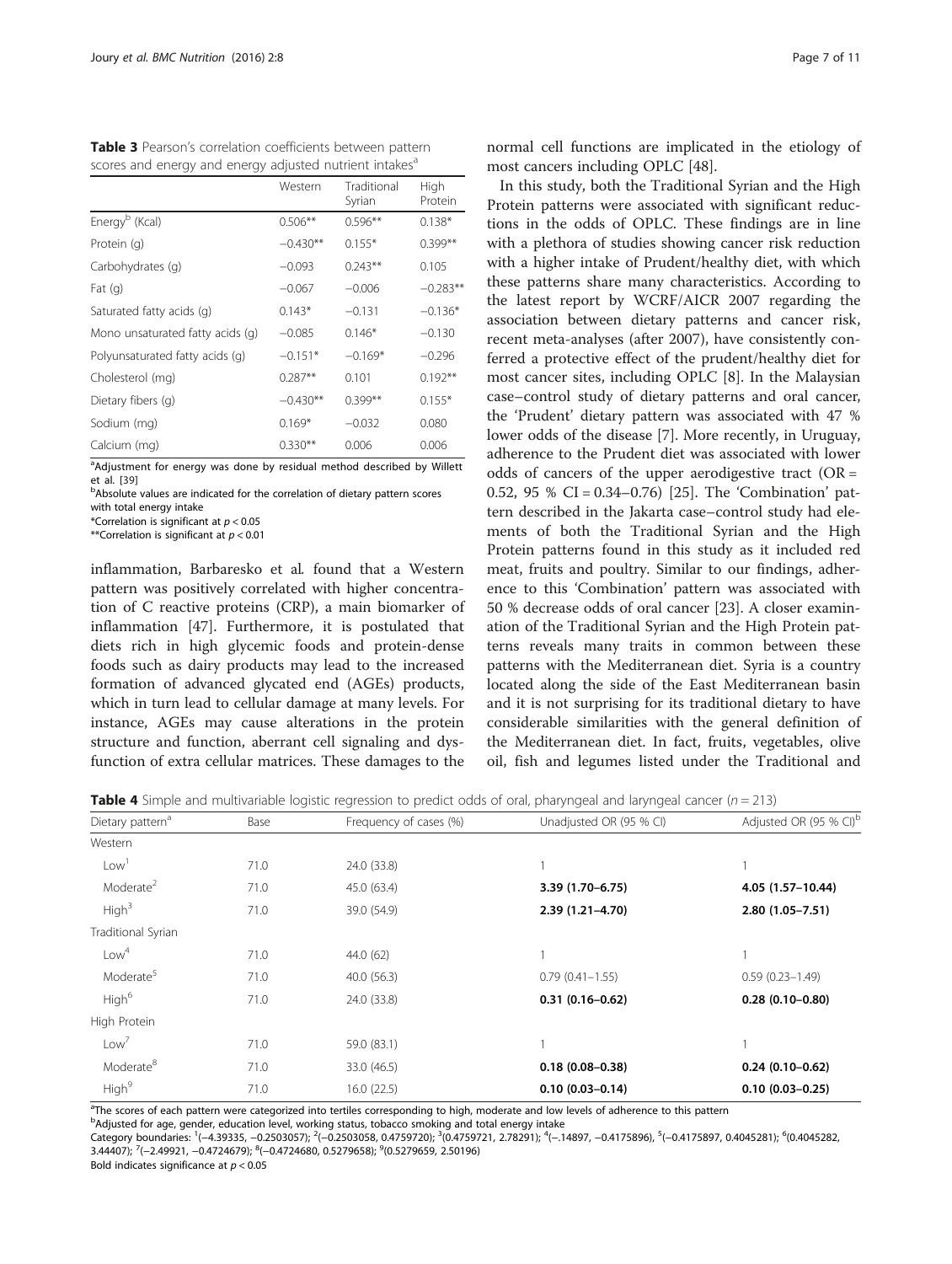**Table 3** Pearson's correlation coefficients between pattern scores and energy and energy adjusted nutrient intakes[a]

| | Western | Traditional Syrian | High Protein |
|---|---|---|---|
| Energy[b] (Kcal) | 0.506** | 0.596** | 0.138* |
| Protein (g) | −0.430** | 0.155* | 0.399** |
| Carbohydrates (g) | −0.093 | 0.243** | 0.105 |
| Fat (g) | −0.067 | −0.006 | −0.283** |
| Saturated fatty acids (g) | 0.143* | −0.131 | −0.136* |
| Mono unsaturated fatty acids (g) | −0.085 | 0.146* | −0.130 |
| Polyunsaturated fatty acids (g) | −0.151* | −0.169* | −0.296 |
| Cholesterol (mg) | 0.287** | 0.101 | 0.192** |
| Dietary fibers (g) | −0.430** | 0.399** | 0.155* |
| Sodium (mg) | 0.169* | −0.032 | 0.080 |
| Calcium (mg) | 0.330** | 0.006 | 0.006 |

[a]Adjustment for energy was done by residual method described by Willett et al. [39]
[b]Absolute values are indicated for the correlation of dietary pattern scores with total energy intake
*Correlation is significant at $p < 0.05$
**Correlation is significant at $p < 0.01$

inflammation, Barbaresko et al. found that a Western pattern was positively correlated with higher concentration of C reactive proteins (CRP), a main biomarker of inflammation [47]. Furthermore, it is postulated that diets rich in high glycemic foods and protein-dense foods such as dairy products may lead to the increased formation of advanced glycated end (AGEs) products, which in turn lead to cellular damage at many levels. For instance, AGEs may cause alterations in the protein structure and function, aberrant cell signaling and dysfunction of extra cellular matrices. These damages to the normal cell functions are implicated in the etiology of most cancers including OPLC [48].

In this study, both the Traditional Syrian and the High Protein patterns were associated with significant reductions in the odds of OPLC. These findings are in line with a plethora of studies showing cancer risk reduction with a higher intake of Prudent/healthy diet, with which these patterns share many characteristics. According to the latest report by WCRF/AICR 2007 regarding the association between dietary patterns and cancer risk, recent meta-analyses (after 2007), have consistently conferred a protective effect of the prudent/healthy diet for most cancer sites, including OPLC [8]. In the Malaysian case–control study of dietary patterns and oral cancer, the 'Prudent' dietary pattern was associated with 47 % lower odds of the disease [7]. More recently, in Uruguay, adherence to the Prudent diet was associated with lower odds of cancers of the upper aerodigestive tract (OR = 0.52, 95 % CI = 0.34–0.76) [25]. The 'Combination' pattern described in the Jakarta case–control study had elements of both the Traditional Syrian and the High Protein patterns found in this study as it included red meat, fruits and poultry. Similar to our findings, adherence to this 'Combination' pattern was associated with 50 % decrease odds of oral cancer [23]. A closer examination of the Traditional Syrian and the High Protein patterns reveals many traits in common between these patterns with the Mediterranean diet. Syria is a country located along the side of the East Mediterranean basin and it is not surprising for its traditional dietary to have considerable similarities with the general definition of the Mediterranean diet. In fact, fruits, vegetables, olive oil, fish and legumes listed under the Traditional and

**Table 4** Simple and multivariable logistic regression to predict odds of oral, pharyngeal and laryngeal cancer ($n = 213$)

| Dietary pattern[a] | Base | Frequency of cases (%) | Unadjusted OR (95 % CI) | Adjusted OR (95 % CI)[b] |
|---|---|---|---|---|
| Western | | | | |
| Low[1] | 71.0 | 24.0 (33.8) | 1 | 1 |
| Moderate[2] | 71.0 | 45.0 (63.4) | **3.39 (1.70–6.75)** | **4.05 (1.57–10.44)** |
| High[3] | 71.0 | 39.0 (54.9) | **2.39 (1.21–4.70)** | **2.80 (1.05–7.51)** |
| Traditional Syrian | | | | |
| Low[4] | 71.0 | 44.0 (62) | 1 | 1 |
| Moderate[5] | 71.0 | 40.0 (56.3) | 0.79 (0.41–1.55) | 0.59 (0.23–1.49) |
| High[6] | 71.0 | 24.0 (33.8) | **0.31 (0.16–0.62)** | **0.28 (0.10–0.80)** |
| High Protein | | | | |
| Low[7] | 71.0 | 59.0 (83.1) | 1 | 1 |
| Moderate[8] | 71.0 | 33.0 (46.5) | **0.18 (0.08–0.38)** | **0.24 (0.10–0.62)** |
| High[9] | 71.0 | 16.0 (22.5) | **0.10 (0.03–0.14)** | **0.10 (0.03–0.25)** |

[a]The scores of each pattern were categorized into tertiles corresponding to high, moderate and low levels of adherence to this pattern
[b]Adjusted for age, gender, education level, working status, tobacco smoking and total energy intake
Category boundaries: [1](−4.39335, −0.2503057); [2](−0.2503058, 0.4759720); [3](0.4759721, 2.78291); [4](−.14897, −0.4175896), [5](−0.4175897, 0.4045281); [6](0.4045282, 3.44407); [7](−2.49921, −0.4724679); [8](−0.4724680, 0.5279658); [9](0.5279659, 2.50196)
Bold indicates significance at $p < 0.05$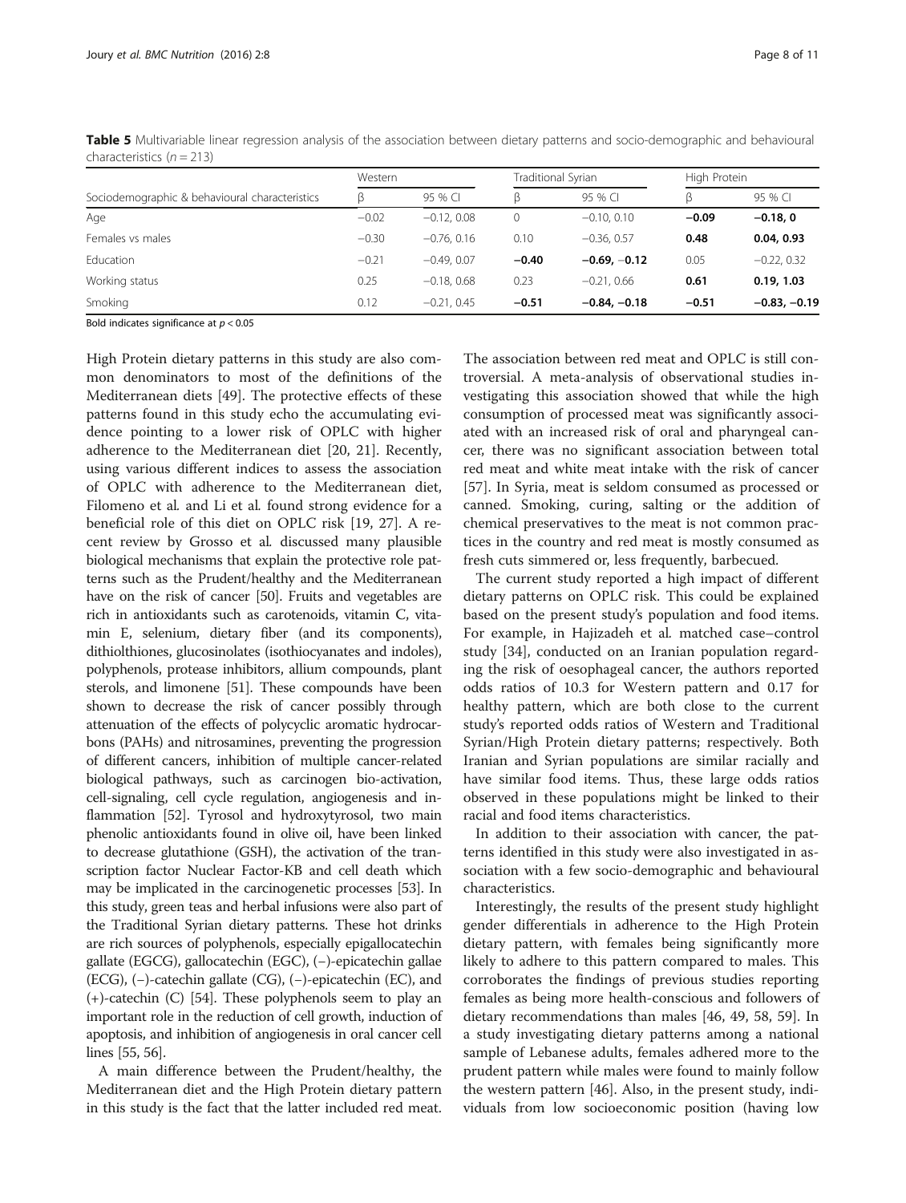**Table 5** Multivariable linear regression analysis of the association between dietary patterns and socio-demographic and behavioural characteristics ($n = 213$)

| Sociodemographic & behavioural characteristics | Western | | Traditional Syrian | | High Protein | |
|---|---|---|---|---|---|---|
| | β | 95 % CI | β | 95 % CI | β | 95 % CI |
| Age | −0.02 | −0.12, 0.08 | 0 | −0.10, 0.10 | **−0.09** | **−0.18, 0** |
| Females vs males | −0.30 | −0.76, 0.16 | 0.10 | −0.36, 0.57 | **0.48** | **0.04, 0.93** |
| Education | −0.21 | −0.49, 0.07 | **−0.40** | **−0.69, −0.12** | 0.05 | −0.22, 0.32 |
| Working status | 0.25 | −0.18, 0.68 | 0.23 | −0.21, 0.66 | **0.61** | **0.19, 1.03** |
| Smoking | 0.12 | −0.21, 0.45 | **−0.51** | **−0.84, −0.18** | **−0.51** | **−0.83, −0.19** |

Bold indicates significance at $p < 0.05$

High Protein dietary patterns in this study are also common denominators to most of the definitions of the Mediterranean diets [49]. The protective effects of these patterns found in this study echo the accumulating evidence pointing to a lower risk of OPLC with higher adherence to the Mediterranean diet [20, 21]. Recently, using various different indices to assess the association of OPLC with adherence to the Mediterranean diet, Filomeno et al. and Li et al. found strong evidence for a beneficial role of this diet on OPLC risk [19, 27]. A recent review by Grosso et al. discussed many plausible biological mechanisms that explain the protective role patterns such as the Prudent/healthy and the Mediterranean have on the risk of cancer [50]. Fruits and vegetables are rich in antioxidants such as carotenoids, vitamin C, vitamin E, selenium, dietary fiber (and its components), dithiolthiones, glucosinolates (isothiocyanates and indoles), polyphenols, protease inhibitors, allium compounds, plant sterols, and limonene [51]. These compounds have been shown to decrease the risk of cancer possibly through attenuation of the effects of polycyclic aromatic hydrocarbons (PAHs) and nitrosamines, preventing the progression of different cancers, inhibition of multiple cancer-related biological pathways, such as carcinogen bio-activation, cell-signaling, cell cycle regulation, angiogenesis and inflammation [52]. Tyrosol and hydroxytyrosol, two main phenolic antioxidants found in olive oil, have been linked to decrease glutathione (GSH), the activation of the transcription factor Nuclear Factor-KB and cell death which may be implicated in the carcinogenetic processes [53]. In this study, green teas and herbal infusions were also part of the Traditional Syrian dietary patterns. These hot drinks are rich sources of polyphenols, especially epigallocatechin gallate (EGCG), gallocatechin (EGC), (−)-epicatechin gallae (ECG), (−)-catechin gallate (CG), (−)-epicatechin (EC), and (+)-catechin (C) [54]. These polyphenols seem to play an important role in the reduction of cell growth, induction of apoptosis, and inhibition of angiogenesis in oral cancer cell lines [55, 56].

A main difference between the Prudent/healthy, the Mediterranean diet and the High Protein dietary pattern in this study is the fact that the latter included red meat. The association between red meat and OPLC is still controversial. A meta-analysis of observational studies investigating this association showed that while the high consumption of processed meat was significantly associated with an increased risk of oral and pharyngeal cancer, there was no significant association between total red meat and white meat intake with the risk of cancer [57]. In Syria, meat is seldom consumed as processed or canned. Smoking, curing, salting or the addition of chemical preservatives to the meat is not common practices in the country and red meat is mostly consumed as fresh cuts simmered or, less frequently, barbecued.

The current study reported a high impact of different dietary patterns on OPLC risk. This could be explained based on the present study's population and food items. For example, in Hajizadeh et al. matched case–control study [34], conducted on an Iranian population regarding the risk of oesophageal cancer, the authors reported odds ratios of 10.3 for Western pattern and 0.17 for healthy pattern, which are both close to the current study's reported odds ratios of Western and Traditional Syrian/High Protein dietary patterns; respectively. Both Iranian and Syrian populations are similar racially and have similar food items. Thus, these large odds ratios observed in these populations might be linked to their racial and food items characteristics.

In addition to their association with cancer, the patterns identified in this study were also investigated in association with a few socio-demographic and behavioural characteristics.

Interestingly, the results of the present study highlight gender differentials in adherence to the High Protein dietary pattern, with females being significantly more likely to adhere to this pattern compared to males. This corroborates the findings of previous studies reporting females as being more health-conscious and followers of dietary recommendations than males [46, 49, 58, 59]. In a study investigating dietary patterns among a national sample of Lebanese adults, females adhered more to the prudent pattern while males were found to mainly follow the western pattern [46]. Also, in the present study, individuals from low socioeconomic position (having low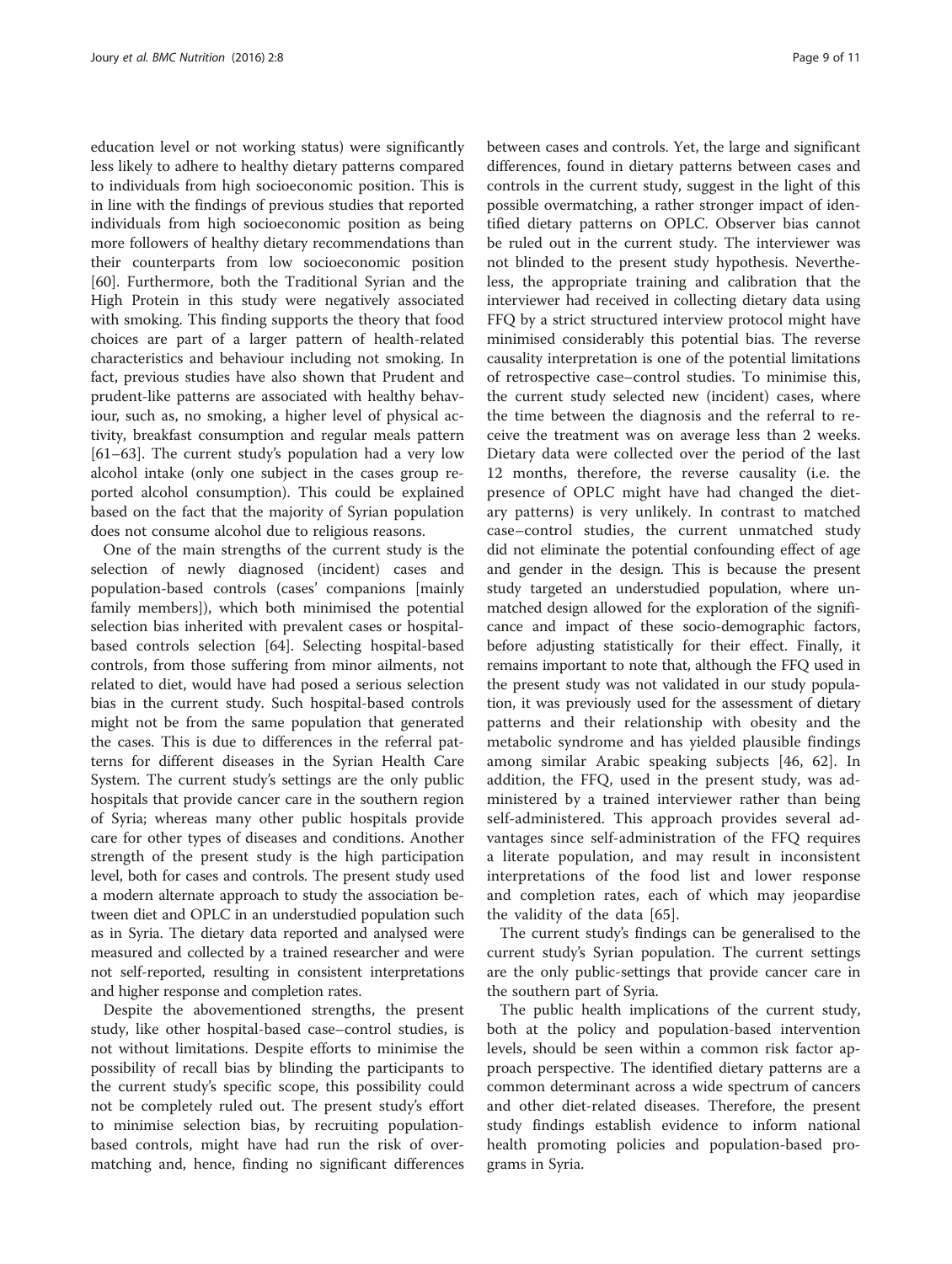education level or not working status) were significantly less likely to adhere to healthy dietary patterns compared to individuals from high socioeconomic position. This is in line with the findings of previous studies that reported individuals from high socioeconomic position as being more followers of healthy dietary recommendations than their counterparts from low socioeconomic position [60]. Furthermore, both the Traditional Syrian and the High Protein in this study were negatively associated with smoking. This finding supports the theory that food choices are part of a larger pattern of health-related characteristics and behaviour including not smoking. In fact, previous studies have also shown that Prudent and prudent-like patterns are associated with healthy behaviour, such as, no smoking, a higher level of physical activity, breakfast consumption and regular meals pattern [61–63]. The current study's population had a very low alcohol intake (only one subject in the cases group reported alcohol consumption). This could be explained based on the fact that the majority of Syrian population does not consume alcohol due to religious reasons.

One of the main strengths of the current study is the selection of newly diagnosed (incident) cases and population-based controls (cases' companions [mainly family members]), which both minimised the potential selection bias inherited with prevalent cases or hospital-based controls selection [64]. Selecting hospital-based controls, from those suffering from minor ailments, not related to diet, would have had posed a serious selection bias in the current study. Such hospital-based controls might not be from the same population that generated the cases. This is due to differences in the referral patterns for different diseases in the Syrian Health Care System. The current study's settings are the only public hospitals that provide cancer care in the southern region of Syria; whereas many other public hospitals provide care for other types of diseases and conditions. Another strength of the present study is the high participation level, both for cases and controls. The present study used a modern alternate approach to study the association between diet and OPLC in an understudied population such as in Syria. The dietary data reported and analysed were measured and collected by a trained researcher and were not self-reported, resulting in consistent interpretations and higher response and completion rates.

Despite the abovementioned strengths, the present study, like other hospital-based case–control studies, is not without limitations. Despite efforts to minimise the possibility of recall bias by blinding the participants to the current study's specific scope, this possibility could not be completely ruled out. The present study's effort to minimise selection bias, by recruiting population-based controls, might have had run the risk of overmatching and, hence, finding no significant differences between cases and controls. Yet, the large and significant differences, found in dietary patterns between cases and controls in the current study, suggest in the light of this possible overmatching, a rather stronger impact of identified dietary patterns on OPLC. Observer bias cannot be ruled out in the current study. The interviewer was not blinded to the present study hypothesis. Nevertheless, the appropriate training and calibration that the interviewer had received in collecting dietary data using FFQ by a strict structured interview protocol might have minimised considerably this potential bias. The reverse causality interpretation is one of the potential limitations of retrospective case–control studies. To minimise this, the current study selected new (incident) cases, where the time between the diagnosis and the referral to receive the treatment was on average less than 2 weeks. Dietary data were collected over the period of the last 12 months, therefore, the reverse causality (i.e. the presence of OPLC might have had changed the dietary patterns) is very unlikely. In contrast to matched case–control studies, the current unmatched study did not eliminate the potential confounding effect of age and gender in the design. This is because the present study targeted an understudied population, where unmatched design allowed for the exploration of the significance and impact of these socio-demographic factors, before adjusting statistically for their effect. Finally, it remains important to note that, although the FFQ used in the present study was not validated in our study population, it was previously used for the assessment of dietary patterns and their relationship with obesity and the metabolic syndrome and has yielded plausible findings among similar Arabic speaking subjects [46, 62]. In addition, the FFQ, used in the present study, was administered by a trained interviewer rather than being self-administered. This approach provides several advantages since self-administration of the FFQ requires a literate population, and may result in inconsistent interpretations of the food list and lower response and completion rates, each of which may jeopardise the validity of the data [65].

The current study's findings can be generalised to the current study's Syrian population. The current settings are the only public-settings that provide cancer care in the southern part of Syria.

The public health implications of the current study, both at the policy and population-based intervention levels, should be seen within a common risk factor approach perspective. The identified dietary patterns are a common determinant across a wide spectrum of cancers and other diet-related diseases. Therefore, the present study findings establish evidence to inform national health promoting policies and population-based programs in Syria.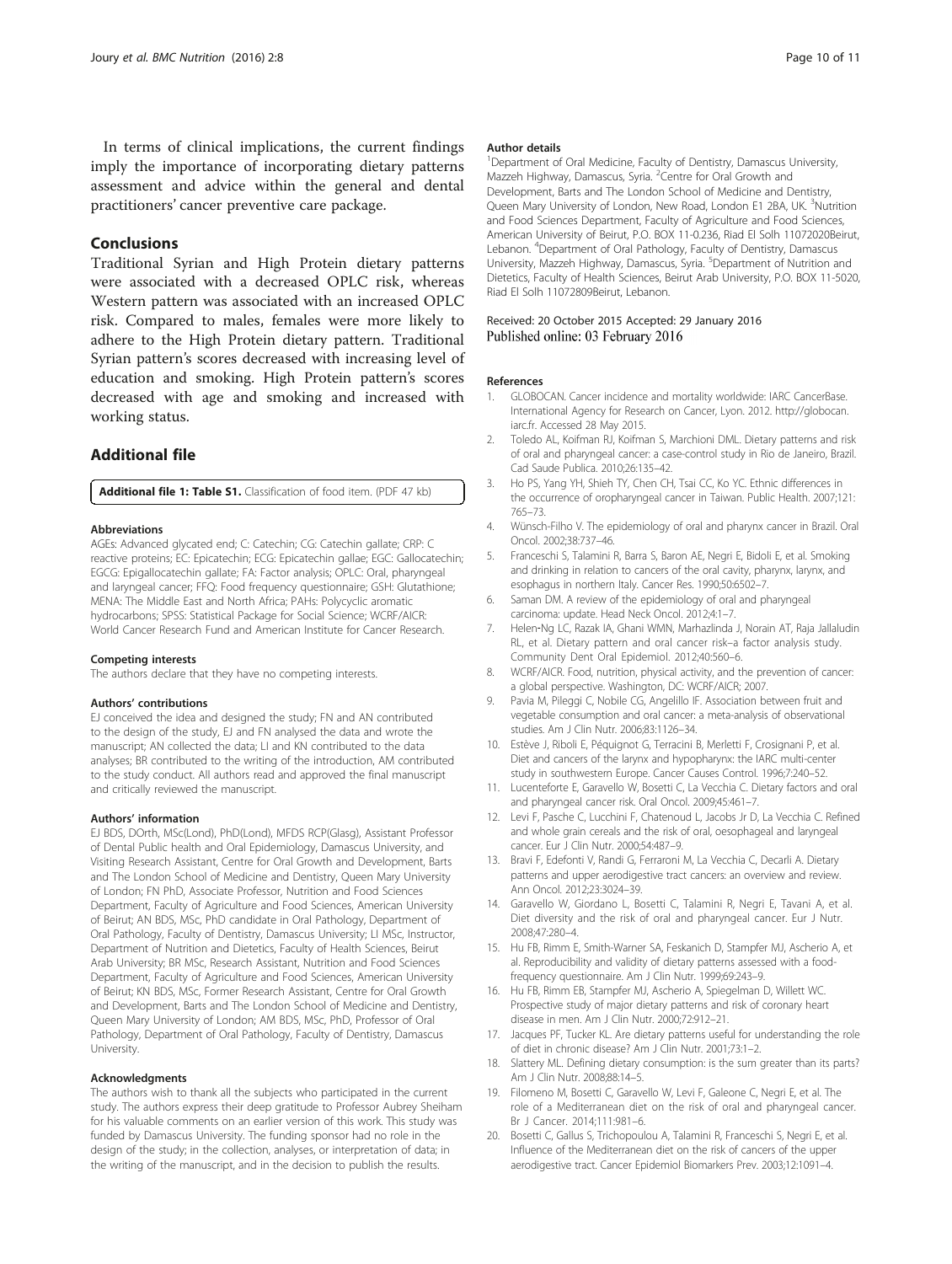In terms of clinical implications, the current findings imply the importance of incorporating dietary patterns assessment and advice within the general and dental practitioners' cancer preventive care package.

## Conclusions

Traditional Syrian and High Protein dietary patterns were associated with a decreased OPLC risk, whereas Western pattern was associated with an increased OPLC risk. Compared to males, females were more likely to adhere to the High Protein dietary pattern. Traditional Syrian pattern's scores decreased with increasing level of education and smoking. High Protein pattern's scores decreased with age and smoking and increased with working status.

## Additional file

**Additional file 1: Table S1.** Classification of food item. (PDF 47 kb)

#### Abbreviations

AGEs: Advanced glycated end; C: Catechin; CG: Catechin gallate; CRP: C reactive proteins; EC: Epicatechin; ECG: Epicatechin gallae; EGC: Gallocatechin; EGCG: Epigallocatechin gallate; FA: Factor analysis; OPLC: Oral, pharyngeal and laryngeal cancer; FFQ: Food frequency questionnaire; GSH: Glutathione; MENA: The Middle East and North Africa; PAHs: Polycyclic aromatic hydrocarbons; SPSS: Statistical Package for Social Science; WCRF/AICR: World Cancer Research Fund and American Institute for Cancer Research.

#### Competing interests

The authors declare that they have no competing interests.

#### Authors' contributions

EJ conceived the idea and designed the study; FN and AN contributed to the design of the study, EJ and FN analysed the data and wrote the manuscript; AN collected the data; LI and KN contributed to the data analyses; BR contributed to the writing of the introduction, AM contributed to the study conduct. All authors read and approved the final manuscript and critically reviewed the manuscript.

#### Authors' information

EJ BDS, DOrth, MSc(Lond), PhD(Lond), MFDS RCP(Glasg), Assistant Professor of Dental Public health and Oral Epidemiology, Damascus University, and Visiting Research Assistant, Centre for Oral Growth and Development, Barts and The London School of Medicine and Dentistry, Queen Mary University of London; FN PhD, Associate Professor, Nutrition and Food Sciences Department, Faculty of Agriculture and Food Sciences, American University of Beirut; AN BDS, MSc, PhD candidate in Oral Pathology, Department of Oral Pathology, Faculty of Dentistry, Damascus University; LI MSc, Instructor, Department of Nutrition and Dietetics, Faculty of Health Sciences, Beirut Arab University; BR MSc, Research Assistant, Nutrition and Food Sciences Department, Faculty of Agriculture and Food Sciences, American University of Beirut; KN BDS, MSc, Former Research Assistant, Centre for Oral Growth and Development, Barts and The London School of Medicine and Dentistry, Queen Mary University of London; AM BDS, MSc, PhD, Professor of Oral Pathology, Department of Oral Pathology, Faculty of Dentistry, Damascus University.

#### Acknowledgments

The authors wish to thank all the subjects who participated in the current study. The authors express their deep gratitude to Professor Aubrey Sheiham for his valuable comments on an earlier version of this work. This study was funded by Damascus University. The funding sponsor had no role in the design of the study; in the collection, analyses, or interpretation of data; in the writing of the manuscript, and in the decision to publish the results.

#### Author details

[1]Department of Oral Medicine, Faculty of Dentistry, Damascus University, Mazzeh Highway, Damascus, Syria. [2]Centre for Oral Growth and Development, Barts and The London School of Medicine and Dentistry, Queen Mary University of London, New Road, London E1 2BA, UK. [3]Nutrition and Food Sciences Department, Faculty of Agriculture and Food Sciences, American University of Beirut, P.O. BOX 11-0.236, Riad El Solh 11072020Beirut, Lebanon. [4]Department of Oral Pathology, Faculty of Dentistry, Damascus University, Mazzeh Highway, Damascus, Syria. [5]Department of Nutrition and Dietetics, Faculty of Health Sciences, Beirut Arab University, P.O. BOX 11-5020, Riad El Solh 11072809Beirut, Lebanon.

Received: 20 October 2015 Accepted: 29 January 2016
Published online: 03 February 2016

#### References

1. GLOBOCAN. Cancer incidence and mortality worldwide: IARC CancerBase. International Agency for Research on Cancer, Lyon. 2012. http://globocan.iarc.fr. Accessed 28 May 2015.
2. Toledo AL, Koifman RJ, Koifman S, Marchioni DML. Dietary patterns and risk of oral and pharyngeal cancer: a case-control study in Rio de Janeiro, Brazil. Cad Saude Publica. 2010;26:135–42.
3. Ho PS, Yang YH, Shieh TY, Chen CH, Tsai CC, Ko YC. Ethnic differences in the occurrence of oropharyngeal cancer in Taiwan. Public Health. 2007;121:765–73.
4. Wünsch-Filho V. The epidemiology of oral and pharynx cancer in Brazil. Oral Oncol. 2002;38:737–46.
5. Franceschi S, Talamini R, Barra S, Baron AE, Negri E, Bidoli E, et al. Smoking and drinking in relation to cancers of the oral cavity, pharynx, larynx, and esophagus in northern Italy. Cancer Res. 1990;50:6502–7.
6. Saman DM. A review of the epidemiology of oral and pharyngeal carcinoma: update. Head Neck Oncol. 2012;4:1–7.
7. Helen-Ng LC, Razak IA, Ghani WMN, Marhazlinda J, Norain AT, Raja Jallaludin RL, et al. Dietary pattern and oral cancer risk–a factor analysis study. Community Dent Oral Epidemiol. 2012;40:560–6.
8. WCRF/AICR. Food, nutrition, physical activity, and the prevention of cancer: a global perspective. Washington, DC: WCRF/AICR; 2007.
9. Pavia M, Pileggi C, Nobile CG, Angelillo IF. Association between fruit and vegetable consumption and oral cancer: a meta-analysis of observational studies. Am J Clin Nutr. 2006;83:1126–34.
10. Estève J, Riboli E, Péquignot G, Terracini B, Merletti F, Crosignani P, et al. Diet and cancers of the larynx and hypopharynx: the IARC multi-center study in southwestern Europe. Cancer Causes Control. 1996;7:240–52.
11. Lucenteforte E, Garavello W, Bosetti C, La Vecchia C. Dietary factors and oral and pharyngeal cancer risk. Oral Oncol. 2009;45:461–7.
12. Levi F, Pasche C, Lucchini F, Chatenoud L, Jacobs Jr D, La Vecchia C. Refined and whole grain cereals and the risk of oral, oesophageal and laryngeal cancer. Eur J Clin Nutr. 2000;54:487–9.
13. Bravi F, Edefonti V, Randi G, Ferraroni M, La Vecchia C, Decarli A. Dietary patterns and upper aerodigestive tract cancers: an overview and review. Ann Oncol. 2012;23:3024–39.
14. Garavello W, Giordano L, Bosetti C, Talamini R, Negri E, Tavani A, et al. Diet diversity and the risk of oral and pharyngeal cancer. Eur J Nutr. 2008;47:280–4.
15. Hu FB, Rimm E, Smith-Warner SA, Feskanich D, Stampfer MJ, Ascherio A, et al. Reproducibility and validity of dietary patterns assessed with a food-frequency questionnaire. Am J Clin Nutr. 1999;69:243–9.
16. Hu FB, Rimm EB, Stampfer MJ, Ascherio A, Spiegelman D, Willett WC. Prospective study of major dietary patterns and risk of coronary heart disease in men. Am J Clin Nutr. 2000;72:912–21.
17. Jacques PF, Tucker KL. Are dietary patterns useful for understanding the role of diet in chronic disease? Am J Clin Nutr. 2001;73:1–2.
18. Slattery ML. Defining dietary consumption: is the sum greater than its parts? Am J Clin Nutr. 2008;88:14–5.
19. Filomeno M, Bosetti C, Garavello W, Levi F, Galeone C, Negri E, et al. The role of a Mediterranean diet on the risk of oral and pharyngeal cancer. Br J Cancer. 2014;111:981–6.
20. Bosetti C, Gallus S, Trichopoulou A, Talamini R, Franceschi S, Negri E, et al. Influence of the Mediterranean diet on the risk of cancers of the upper aerodigestive tract. Cancer Epidemiol Biomarkers Prev. 2003;12:1091–4.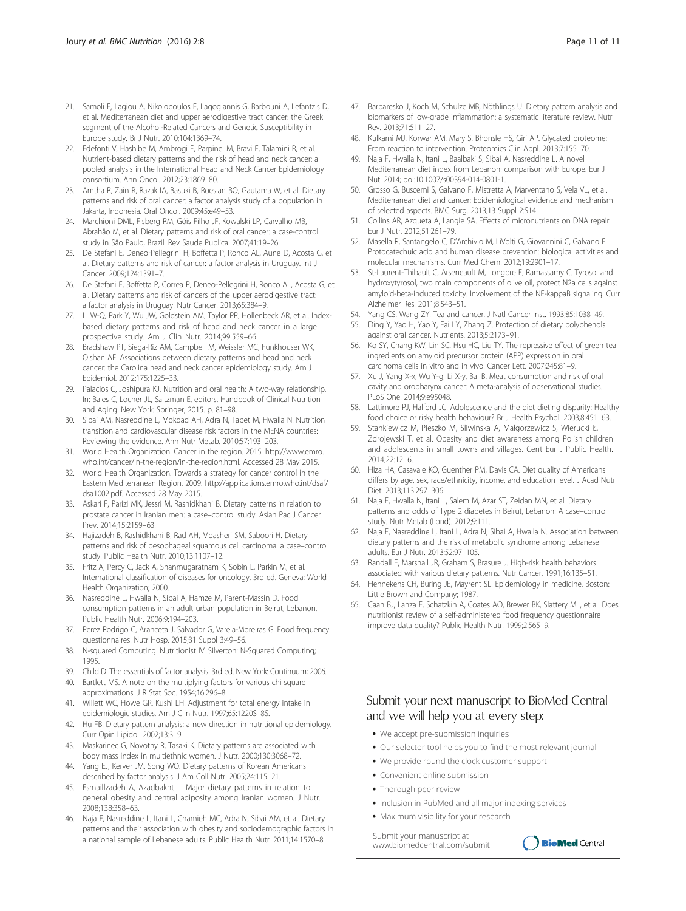21. Samoli E, Lagiou A, Nikolopoulos E, Lagogiannis G, Barbouni A, Lefantzis D, et al. Mediterranean diet and upper aerodigestive tract cancer: the Greek segment of the Alcohol-Related Cancers and Genetic Susceptibility in Europe study. Br J Nutr. 2010;104:1369–74.
22. Edefonti V, Hashibe M, Ambrogi F, Parpinel M, Bravi F, Talamini R, et al. Nutrient-based dietary patterns and the risk of head and neck cancer: a pooled analysis in the International Head and Neck Cancer Epidemiology consortium. Ann Oncol. 2012;23:1869–80.
23. Amtha R, Zain R, Razak IA, Basuki B, Roeslan BO, Gautama W, et al. Dietary patterns and risk of oral cancer: a factor analysis study of a population in Jakarta, Indonesia. Oral Oncol. 2009;45:e49–53.
24. Marchioni DML, Fisberg RM, Góis Filho JF, Kowalski LP, Carvalho MB, Abrahão M, et al. Dietary patterns and risk of oral cancer: a case-control study in São Paulo, Brazil. Rev Saude Publica. 2007;41:19–26.
25. De Stefani E, Deneo-Pellegrini H, Boffetta P, Ronco AL, Aune D, Acosta G, et al. Dietary patterns and risk of cancer: a factor analysis in Uruguay. Int J Cancer. 2009;124:1391–7.
26. De Stefani E, Boffetta P, Correa P, Deneo-Pellegrini H, Ronco AL, Acosta G, et al. Dietary patterns and risk of cancers of the upper aerodigestive tract: a factor analysis in Uruguay. Nutr Cancer. 2013;65:384–9.
27. Li W-Q, Park Y, Wu JW, Goldstein AM, Taylor PR, Hollenbeck AR, et al. Index-based dietary patterns and risk of head and neck cancer in a large prospective study. Am J Clin Nutr. 2014;99:559–66.
28. Bradshaw PT, Siega-Riz AM, Campbell M, Weissler MC, Funkhouser WK, Olshan AF. Associations between dietary patterns and head and neck cancer: the Carolina head and neck cancer epidemiology study. Am J Epidemiol. 2012;175:1225–33.
29. Palacios C, Joshipura KJ. Nutrition and oral health: A two-way relationship. In: Bales C, Locher JL, Saltzman E, editors. Handbook of Clinical Nutrition and Aging. New York: Springer; 2015. p. 81–98.
30. Sibai AM, Nasreddine L, Mokdad AH, Adra N, Tabet M, Hwalla N. Nutrition transition and cardiovascular disease risk factors in the MENA countries: Reviewing the evidence. Ann Nutr Metab. 2010;57:193–203.
31. World Health Organization. Cancer in the region. 2015. http://www.emro.who.int/cancer/in-the-region/in-the-region.html. Accessed 28 May 2015.
32. World Health Organization. Towards a strategy for cancer control in the Eastern Mediterranean Region. 2009. http://applications.emro.who.int/dsaf/dsa1002.pdf. Accessed 28 May 2015.
33. Askari F, Parizi MK, Jessri M, Rashidkhani B. Dietary patterns in relation to prostate cancer in Iranian men: a case–control study. Asian Pac J Cancer Prev. 2014;15:2159–63.
34. Hajizadeh B, Rashidkhani B, Rad AH, Moasheri SM, Saboori H. Dietary patterns and risk of oesophageal squamous cell carcinoma: a case–control study. Public Health Nutr. 2010;13:1107–12.
35. Fritz A, Percy C, Jack A, Shanmugaratnam K, Sobin L, Parkin M, et al. International classification of diseases for oncology. 3rd ed. Geneva: World Health Organization; 2000.
36. Nasreddine L, Hwalla N, Sibai A, Hamze M, Parent-Massin D. Food consumption patterns in an adult urban population in Beirut, Lebanon. Public Health Nutr. 2006;9:194–203.
37. Perez Rodrigo C, Aranceta J, Salvador G, Varela-Moreiras G. Food frequency questionnaires. Nutr Hosp. 2015;31 Suppl 3:49–56.
38. N-squared Computing. Nutritionist IV. Silverton: N-Squared Computing; 1995.
39. Child D. The essentials of factor analysis. 3rd ed. New York: Continuum; 2006.
40. Bartlett MS. A note on the multiplying factors for various chi square approximations. J R Stat Soc. 1954;16:296–8.
41. Willett WC, Howe GR, Kushi LH. Adjustment for total energy intake in epidemiologic studies. Am J Clin Nutr. 1997;65:1220S–8S.
42. Hu FB. Dietary pattern analysis: a new direction in nutritional epidemiology. Curr Opin Lipidol. 2002;13:3–9.
43. Maskarinec G, Novotny R, Tasaki K. Dietary patterns are associated with body mass index in multiethnic women. J Nutr. 2000;130:3068–72.
44. Yang EJ, Kerver JM, Song WO. Dietary patterns of Korean Americans described by factor analysis. J Am Coll Nutr. 2005;24:115–21.
45. Esmaillzadeh A, Azadbakht L. Major dietary patterns in relation to general obesity and central adiposity among Iranian women. J Nutr. 2008;138:358–63.
46. Naja F, Nasreddine L, Itani L, Chamieh MC, Adra N, Sibai AM, et al. Dietary patterns and their association with obesity and sociodemographic factors in a national sample of Lebanese adults. Public Health Nutr. 2011;14:1570–8.
47. Barbaresko J, Koch M, Schulze MB, Nöthlings U. Dietary pattern analysis and biomarkers of low-grade inflammation: a systematic literature review. Nutr Rev. 2013;71:511–27.
48. Kulkarni MJ, Korwar AM, Mary S, Bhonsle HS, Giri AP. Glycated proteome: From reaction to intervention. Proteomics Clin Appl. 2013;7:155–70.
49. Naja F, Hwalla N, Itani L, Baalbaki S, Sibai A, Nasreddine L. A novel Mediterranean diet index from Lebanon: comparison with Europe. Eur J Nut. 2014; doi:10.1007/s00394-014-0801-1.
50. Grosso G, Buscemi S, Galvano F, Mistretta A, Marventano S, Vela VL, et al. Mediterranean diet and cancer: Epidemiological evidence and mechanism of selected aspects. BMC Surg. 2013;13 Suppl 2:S14.
51. Collins AR, Azqueta A, Langie SA. Effects of micronutrients on DNA repair. Eur J Nutr. 2012;51:261–79.
52. Masella R, Santangelo C, D'Archivio M, LiVolti G, Giovannini C, Galvano F. Protocatechuic acid and human disease prevention: biological activities and molecular mechanisms. Curr Med Chem. 2012;19:2901–17.
53. St-Laurent-Thibault C, Arseneault M, Longpre F, Ramassamy C. Tyrosol and hydroxytyrosol, two main components of olive oil, protect N2a cells against amyloid-beta-induced toxicity. Involvement of the NF-kappaB signaling. Curr Alzheimer Res. 2011;8:543–51.
54. Yang CS, Wang ZY. Tea and cancer. J Natl Cancer Inst. 1993;85:1038–49.
55. Ding Y, Yao H, Yao Y, Fai LY, Zhang Z. Protection of dietary polyphenols against oral cancer. Nutrients. 2013;5:2173–91.
56. Ko SY, Chang KW, Lin SC, Hsu HC, Liu TY. The repressive effect of green tea ingredients on amyloid precursor protein (APP) expression in oral carcinoma cells in vitro and in vivo. Cancer Lett. 2007;245:81–9.
57. Xu J, Yang X-x, Wu Y-g, Li X-y, Bai B. Meat consumption and risk of oral cavity and oropharynx cancer: A meta-analysis of observational studies. PLoS One. 2014;9:e95048.
58. Lattimore PJ, Halford JC. Adolescence and the diet dieting disparity: Healthy food choice or risky health behaviour? Br J Health Psychol. 2003;8:451–63.
59. Stankiewicz M, Pieszko M, Sliwińska A, Małgorzewicz S, Wierucki Ł, Zdrojewski T, et al. Obesity and diet awareness among Polish children and adolescents in small towns and villages. Cent Eur J Public Health. 2014;22:12–6.
60. Hiza HA, Casavale KO, Guenther PM, Davis CA. Diet quality of Americans differs by age, sex, race/ethnicity, income, and education level. J Acad Nutr Diet. 2013;113:297–306.
61. Naja F, Hwalla N, Itani L, Salem M, Azar ST, Zeidan MN, et al. Dietary patterns and odds of Type 2 diabetes in Beirut, Lebanon: A case–control study. Nutr Metab (Lond). 2012;9:111.
62. Naja F, Nasreddine L, Itani L, Adra N, Sibai A, Hwalla N. Association between dietary patterns and the risk of metabolic syndrome among Lebanese adults. Eur J Nutr. 2013;52:97–105.
63. Randall E, Marshall JR, Graham S, Brasure J. High-risk health behaviors associated with various dietary patterns. Nutr Cancer. 1991;16:135–51.
64. Hennekens CH, Buring JE, Mayrent SL. Epidemiology in medicine. Boston: Little Brown and Company; 1987.
65. Caan BJ, Lanza E, Schatzkin A, Coates AO, Brewer BK, Slattery ML, et al. Does nutritionist review of a self-administered food frequency questionnaire improve data quality? Public Health Nutr. 1999;2:565–9.

Submit your next manuscript to BioMed Central and we will help you at every step:

- We accept pre-submission inquiries
- Our selector tool helps you to find the most relevant journal
- We provide round the clock customer support
- Convenient online submission
- Thorough peer review
- Inclusion in PubMed and all major indexing services
- Maximum visibility for your research

Submit your manuscript at www.biomedcentral.com/submit

BioMed Central